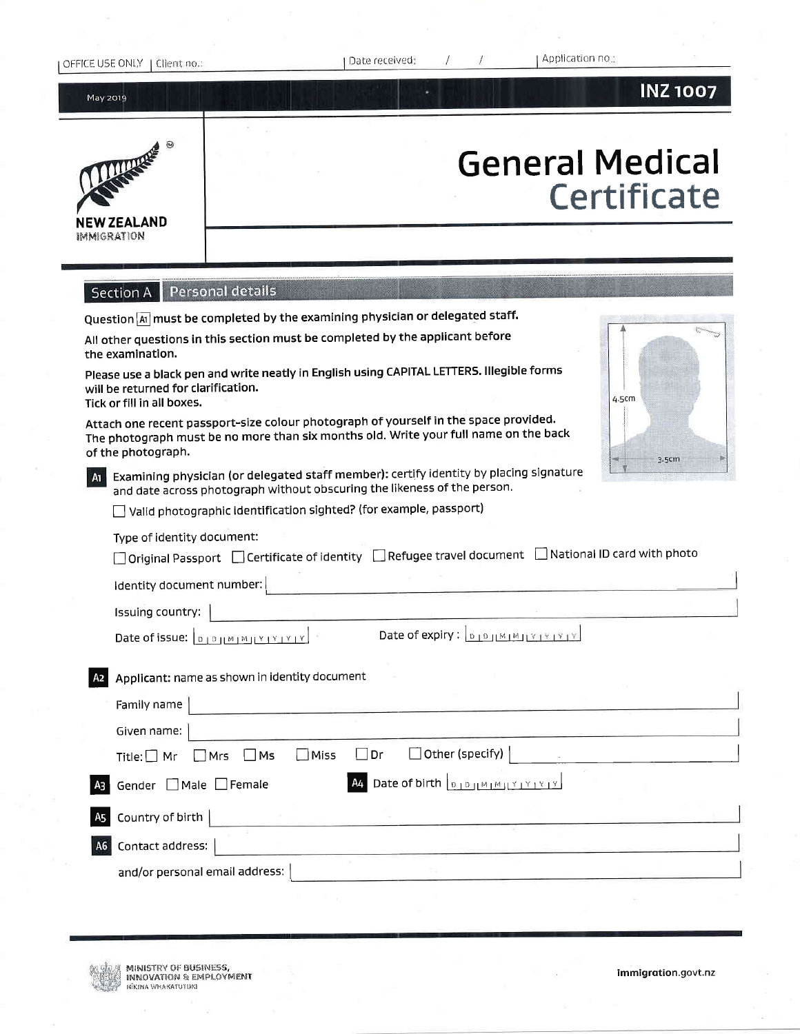OFFICE USE ONLY | Client no.: | Date received: / / | Application no.:

May 2019 **INZ 1007**

NEW ZEALAND IMMIGRATION

# General Medical Certificate

## Section A Personal details

Question A1 must be completed by the examining physician or delegated staff.

All other questions in this section must be completed by the applicant before the examination.

Please use a black pen and write neatly in English using CAPITAL LETTERS. Illegible forms will be returned for clarification.
Tick or fill in all boxes.

Attach one recent passport-size colour photograph of yourself in the space provided. The photograph must be no more than six months old. Write your full name on the back of the photograph.

[Photo: 4.5cm × 3.5cm]

**A1** Examining physician (or delegated staff member): certify identity by placing signature and date across photograph without obscuring the likeness of the person.

☐ Valid photographic identification sighted? (for example, passport)

Type of identity document:

☐ Original Passport ☐ Certificate of identity ☐ Refugee travel document ☐ National ID card with photo

Identity document number: ____________________

Issuing country: ____________________

Date of issue: D D M M Y Y Y Y    Date of expiry: D D M M Y Y Y Y

**A2** Applicant: name as shown in identity document

Family name ____________________

Given name: ____________________

Title: ☐ Mr ☐ Mrs ☐ Ms ☐ Miss ☐ Dr ☐ Other (specify) ____________________

**A3** Gender ☐ Male ☐ Female    **A4** Date of birth D D M M Y Y Y Y

**A5** Country of birth ____________________

**A6** Contact address: ____________________

and/or personal email address: ____________________

MINISTRY OF BUSINESS, INNOVATION & EMPLOYMENT
HĪKINA WHAKATUTUKI

immigration.govt.nz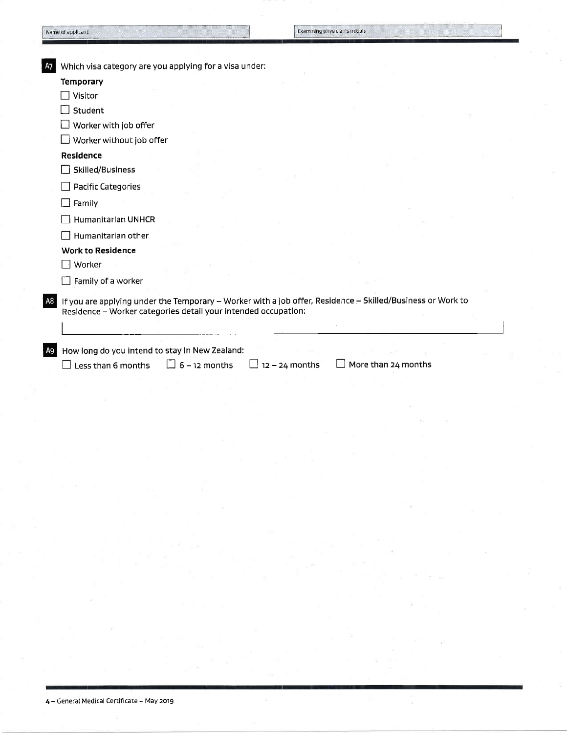Name of applicant | Examining physician's initials

**A7** Which visa category are you applying for a visa under:

**Temporary**

- ☐ Visitor
- ☐ Student
- ☐ Worker with job offer
- ☐ Worker without job offer

**Residence**

- ☐ Skilled/Business
- ☐ Pacific Categories
- ☐ Family
- ☐ Humanitarian UNHCR
- ☐ Humanitarian other

**Work to Residence**

- ☐ Worker
- ☐ Family of a worker

**A8** If you are applying under the Temporary – Worker with a job offer, Residence – Skilled/Business or Work to Residence – Worker categories detail your intended occupation:

______________________________________________

**A9** How long do you intend to stay in New Zealand:

☐ Less than 6 months ☐ 6 – 12 months ☐ 12 – 24 months ☐ More than 24 months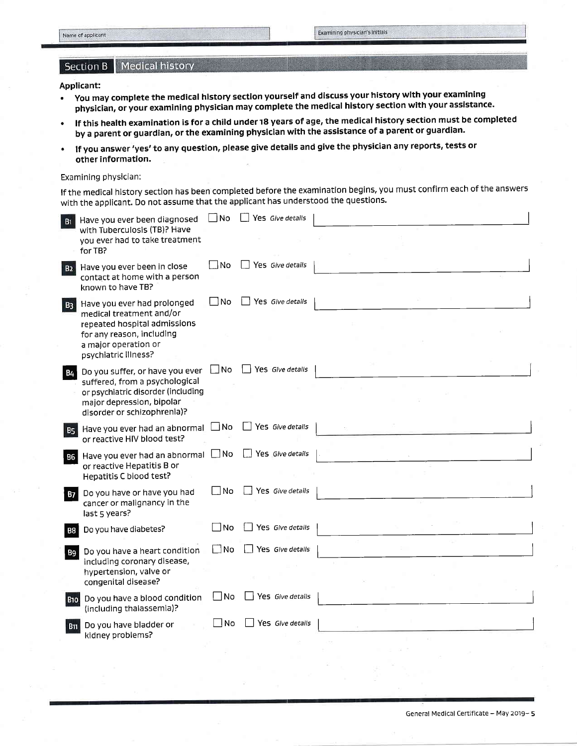| Name of applicant | Examining physician's initials |
|---|---|
| | |

## Section B Medical history

**Applicant:**

- **You may complete the medical history section yourself and discuss your history with your examining physician, or your examining physician may complete the medical history section with your assistance.**
- **If this health examination is for a child under 18 years of age, the medical history section must be completed by a parent or guardian, or the examining physician with the assistance of a parent or guardian.**
- **If you answer 'yes' to any question, please give details and give the physician any reports, tests or other information.**

Examining physician:

If the medical history section has been completed before the examination begins, you must confirm each of the answers with the applicant. Do not assume that the applicant has understood the questions.

| | Question | No | Yes *Give details* |
|---|---|---|---|
| B1 | Have you ever been diagnosed with Tuberculosis (TB)? Have you ever had to take treatment for TB? | ☐ No | ☐ Yes *Give details* |
| B2 | Have you ever been in close contact at home with a person known to have TB? | ☐ No | ☐ Yes *Give details* |
| B3 | Have you ever had prolonged medical treatment and/or repeated hospital admissions for any reason, including a major operation or psychiatric illness? | ☐ No | ☐ Yes *Give details* |
| B4 | Do you suffer, or have you ever suffered, from a psychological or psychiatric disorder (including major depression, bipolar disorder or schizophrenia)? | ☐ No | ☐ Yes *Give details* |
| B5 | Have you ever had an abnormal or reactive HIV blood test? | ☐ No | ☐ Yes *Give details* |
| B6 | Have you ever had an abnormal or reactive Hepatitis B or Hepatitis C blood test? | ☐ No | ☐ Yes *Give details* |
| B7 | Do you have or have you had cancer or malignancy in the last 5 years? | ☐ No | ☐ Yes *Give details* |
| B8 | Do you have diabetes? | ☐ No | ☐ Yes *Give details* |
| B9 | Do you have a heart condition including coronary disease, hypertension, valve or congenital disease? | ☐ No | ☐ Yes *Give details* |
| B10 | Do you have a blood condition (including thalassemia)? | ☐ No | ☐ Yes *Give details* |
| B11 | Do you have bladder or kidney problems? | ☐ No | ☐ Yes *Give details* |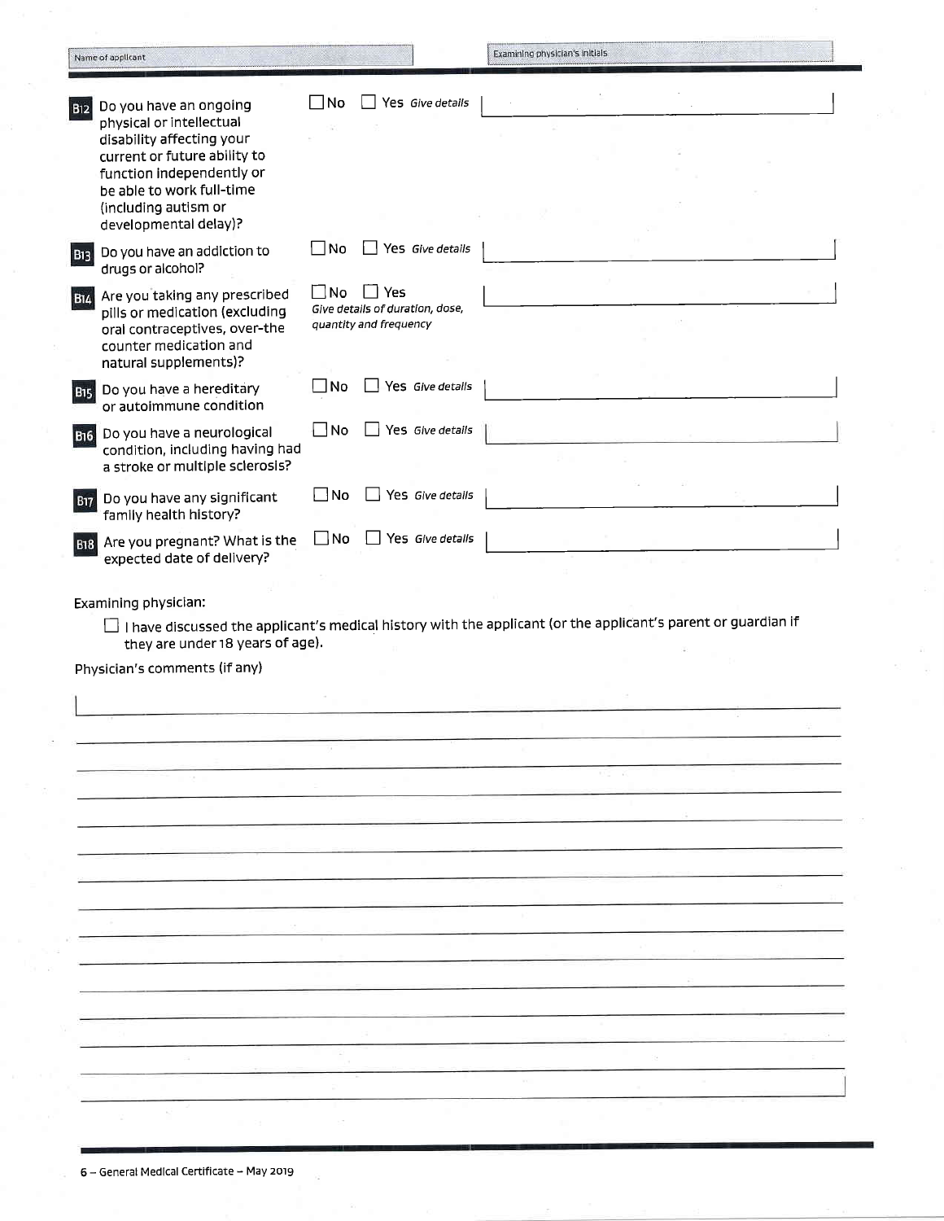Name of applicant

Examining physician's initials

| | Question | Answer | Details |
|---|---|---|---|
| B12 | Do you have an ongoing physical or intellectual disability affecting your current or future ability to function independently or be able to work full-time (including autism or developmental delay)? | ☐ No ☐ Yes *Give details* | |
| B13 | Do you have an addiction to drugs or alcohol? | ☐ No ☐ Yes *Give details* | |
| B14 | Are you taking any prescribed pills or medication (excluding oral contraceptives, over-the counter medication and natural supplements)? | ☐ No ☐ Yes *Give details of duration, dose, quantity and frequency* | |
| B15 | Do you have a hereditary or autoimmune condition | ☐ No ☐ Yes *Give details* | |
| B16 | Do you have a neurological condition, including having had a stroke or multiple sclerosis? | ☐ No ☐ Yes *Give details* | |
| B17 | Do you have any significant family health history? | ☐ No ☐ Yes *Give details* | |
| B18 | Are you pregnant? What is the expected date of delivery? | ☐ No ☐ Yes *Give details* | |

Examining physician:

☐ I have discussed the applicant's medical history with the applicant (or the applicant's parent or guardian if they are under 18 years of age).

Physician's comments (if any)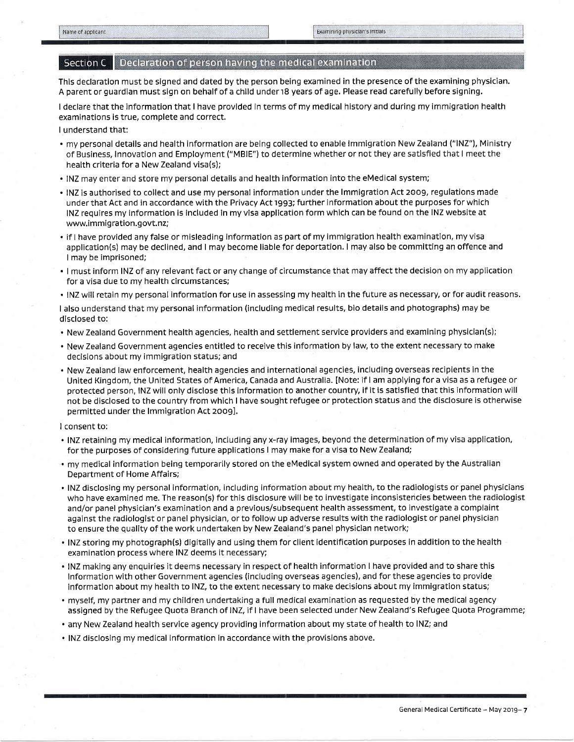| Name of applicant | Examining physician's initials |
| --- | --- |
| | |

## Section C Declaration of person having the medical examination

This declaration must be signed and dated by the person being examined in the presence of the examining physician. A parent or guardian must sign on behalf of a child under 18 years of age. Please read carefully before signing.

I declare that the information that I have provided in terms of my medical history and during my immigration health examinations is true, complete and correct.

I understand that:

- my personal details and health information are being collected to enable Immigration New Zealand ("INZ"), Ministry of Business, Innovation and Employment ("MBIE") to determine whether or not they are satisfied that I meet the health criteria for a New Zealand visa(s);
- INZ may enter and store my personal details and health information into the eMedical system;
- INZ is authorised to collect and use my personal information under the Immigration Act 2009, regulations made under that Act and in accordance with the Privacy Act 1993; further information about the purposes for which INZ requires my information is included in my visa application form which can be found on the INZ website at www.immigration.govt.nz;
- if I have provided any false or misleading information as part of my immigration health examination, my visa application(s) may be declined, and I may become liable for deportation. I may also be committing an offence and I may be imprisoned;
- I must inform INZ of any relevant fact or any change of circumstance that may affect the decision on my application for a visa due to my health circumstances;
- INZ will retain my personal information for use in assessing my health in the future as necessary, or for audit reasons.

I also understand that my personal information (including medical results, bio details and photographs) may be disclosed to:

- New Zealand Government health agencies, health and settlement service providers and examining physician(s);
- New Zealand Government agencies entitled to receive this information by law, to the extent necessary to make decisions about my immigration status; and
- New Zealand law enforcement, health agencies and international agencies, including overseas recipients in the United Kingdom, the United States of America, Canada and Australia. [Note: If I am applying for a visa as a refugee or protected person, INZ will only disclose this information to another country, if it is satisfied that this information will not be disclosed to the country from which I have sought refugee or protection status and the disclosure is otherwise permitted under the Immigration Act 2009].

I consent to:

- INZ retaining my medical information, including any x-ray images, beyond the determination of my visa application, for the purposes of considering future applications I may make for a visa to New Zealand;
- my medical information being temporarily stored on the eMedical system owned and operated by the Australian Department of Home Affairs;
- INZ disclosing my personal information, including information about my health, to the radiologists or panel physicians who have examined me. The reason(s) for this disclosure will be to investigate inconsistencies between the radiologist and/or panel physician's examination and a previous/subsequent health assessment, to investigate a complaint against the radiologist or panel physician, or to follow up adverse results with the radiologist or panel physician to ensure the quality of the work undertaken by New Zealand's panel physician network;
- INZ storing my photograph(s) digitally and using them for client identification purposes in addition to the health examination process where INZ deems it necessary;
- INZ making any enquiries it deems necessary in respect of health information I have provided and to share this information with other Government agencies (including overseas agencies), and for these agencies to provide information about my health to INZ, to the extent necessary to make decisions about my immigration status;
- myself, my partner and my children undertaking a full medical examination as requested by the medical agency assigned by the Refugee Quota Branch of INZ, if I have been selected under New Zealand's Refugee Quota Programme;
- any New Zealand health service agency providing information about my state of health to INZ; and
- INZ disclosing my medical information in accordance with the provisions above.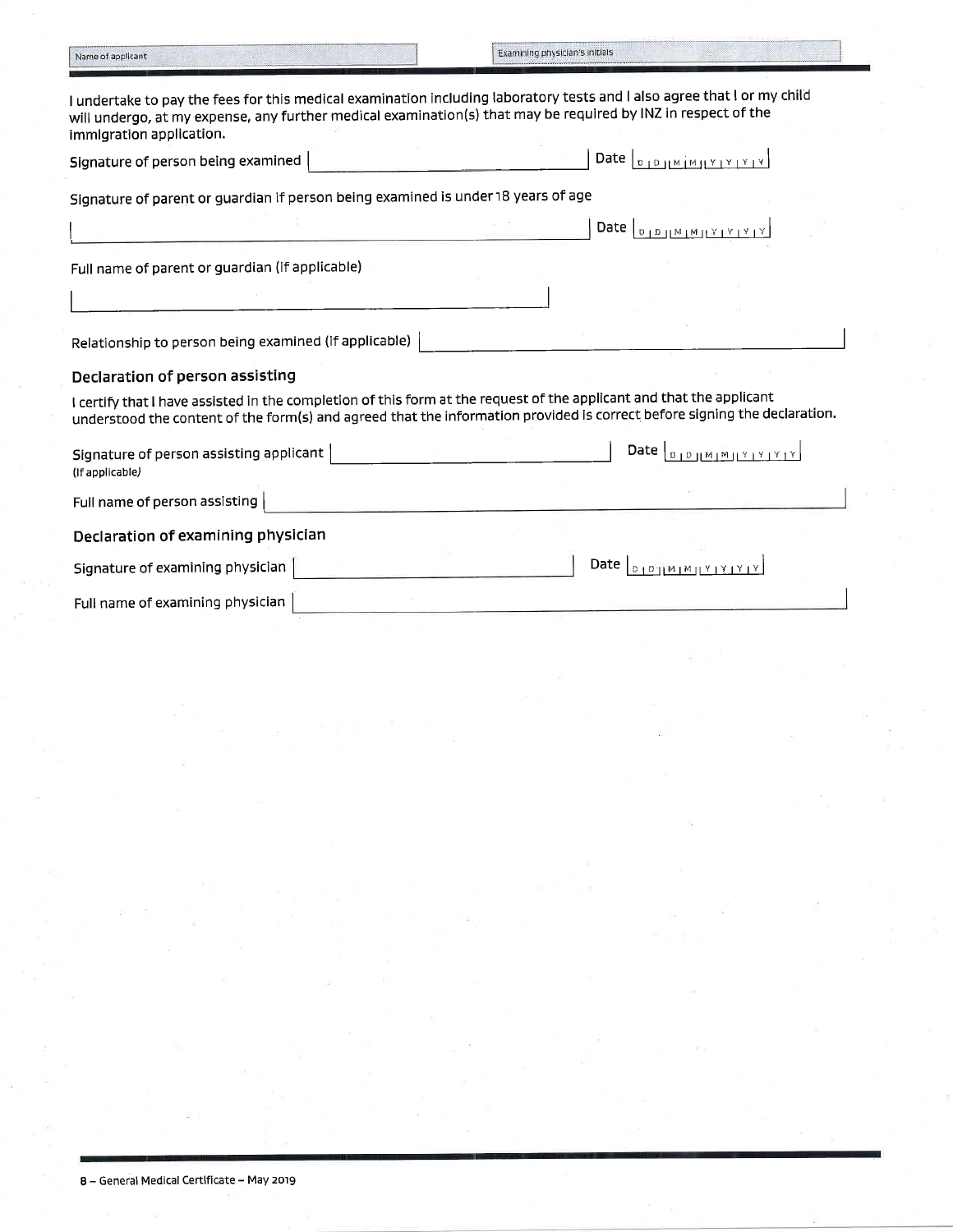Name of applicant | Examining physician's initials

I undertake to pay the fees for this medical examination including laboratory tests and I also agree that I or my child will undergo, at my expense, any further medical examination(s) that may be required by INZ in respect of the immigration application.

Signature of person being examined ______________________ Date DD MM YYYY

Signature of parent or guardian if person being examined is under 18 years of age

______________________ Date DD MM YYYY

Full name of parent or guardian (if applicable)

______________________

Relationship to person being examined (if applicable) ______________________

## Declaration of person assisting

I certify that I have assisted in the completion of this form at the request of the applicant and that the applicant understood the content of the form(s) and agreed that the information provided is correct before signing the declaration.

Signature of person assisting applicant (if applicable) ______________________ Date DD MM YYYY

Full name of person assisting ______________________

## Declaration of examining physician

Signature of examining physician ______________________ Date DD MM YYYY

Full name of examining physician ______________________